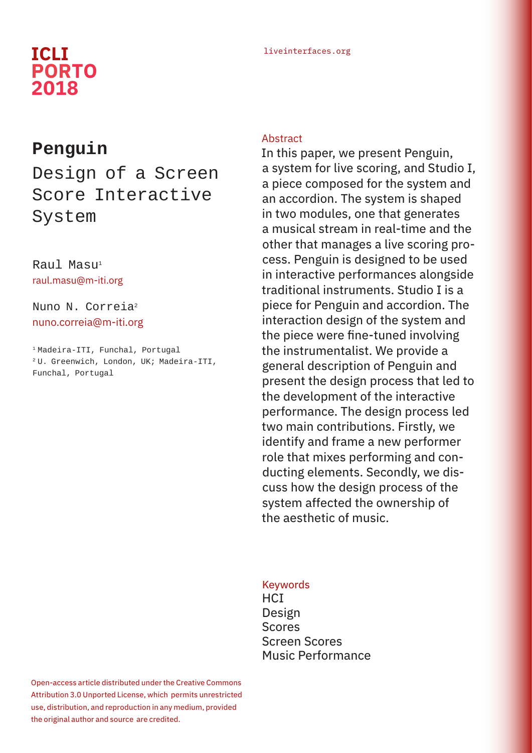# Penguin

## Design of a Screen Score Interactive System

Raul Masu[1]
raul.masu@m-iti.org

Nuno N. Correia[2]
nuno.correia@m-iti.org

[1] Madeira-ITI, Funchal, Portugal
[2] U. Greenwich, London, UK; Madeira-ITI, Funchal, Portugal

### Abstract

In this paper, we present Penguin, a system for live scoring, and Studio I, a piece composed for the system and an accordion. The system is shaped in two modules, one that generates a musical stream in real-time and the other that manages a live scoring process. Penguin is designed to be used in interactive performances alongside traditional instruments. Studio I is a piece for Penguin and accordion. The interaction design of the system and the piece were fine-tuned involving the instrumentalist. We provide a general description of Penguin and present the design process that led to the development of the interactive performance. The design process led two main contributions. Firstly, we identify and frame a new performer role that mixes performing and conducting elements. Secondly, we discuss how the design process of the system affected the ownership of the aesthetic of music.

### Keywords

HCI
Design
Scores
Screen Scores
Music Performance

Open-access article distributed under the Creative Commons Attribution 3.0 Unported License, which permits unrestricted use, distribution, and reproduction in any medium, provided the original author and source are credited.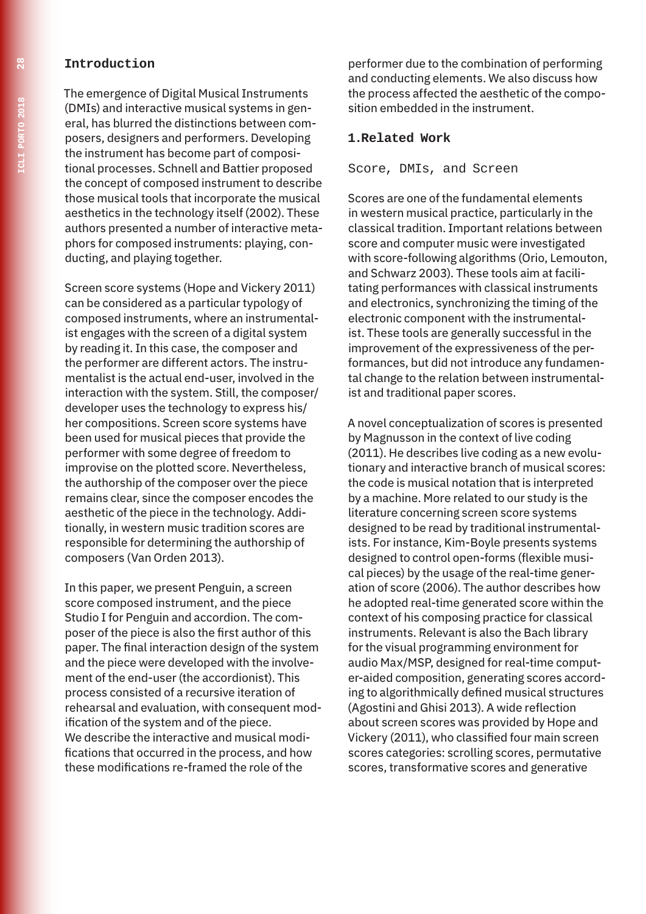## Introduction

The emergence of Digital Musical Instruments (DMIs) and interactive musical systems in general, has blurred the distinctions between composers, designers and performers. Developing the instrument has become part of compositional processes. Schnell and Battier proposed the concept of composed instrument to describe those musical tools that incorporate the musical aesthetics in the technology itself (2002). These authors presented a number of interactive metaphors for composed instruments: playing, conducting, and playing together.

Screen score systems (Hope and Vickery 2011) can be considered as a particular typology of composed instruments, where an instrumentalist engages with the screen of a digital system by reading it. In this case, the composer and the performer are different actors. The instrumentalist is the actual end-user, involved in the interaction with the system. Still, the composer/developer uses the technology to express his/her compositions. Screen score systems have been used for musical pieces that provide the performer with some degree of freedom to improvise on the plotted score. Nevertheless, the authorship of the composer over the piece remains clear, since the composer encodes the aesthetic of the piece in the technology. Additionally, in western music tradition scores are responsible for determining the authorship of composers (Van Orden 2013).

In this paper, we present Penguin, a screen score composed instrument, and the piece Studio I for Penguin and accordion. The composer of the piece is also the first author of this paper. The final interaction design of the system and the piece were developed with the involvement of the end-user (the accordionist). This process consisted of a recursive iteration of rehearsal and evaluation, with consequent modification of the system and of the piece.
We describe the interactive and musical modifications that occurred in the process, and how these modifications re-framed the role of the performer due to the combination of performing and conducting elements. We also discuss how the process affected the aesthetic of the composition embedded in the instrument.

## 1. Related Work

### Score, DMIs, and Screen

Scores are one of the fundamental elements in western musical practice, particularly in the classical tradition. Important relations between score and computer music were investigated with score-following algorithms (Orio, Lemouton, and Schwarz 2003). These tools aim at facilitating performances with classical instruments and electronics, synchronizing the timing of the electronic component with the instrumentalist. These tools are generally successful in the improvement of the expressiveness of the performances, but did not introduce any fundamental change to the relation between instrumentalist and traditional paper scores.

A novel conceptualization of scores is presented by Magnusson in the context of live coding (2011). He describes live coding as a new evolutionary and interactive branch of musical scores: the code is musical notation that is interpreted by a machine. More related to our study is the literature concerning screen score systems designed to be read by traditional instrumentalists. For instance, Kim-Boyle presents systems designed to control open-forms (flexible musical pieces) by the usage of the real-time generation of score (2006). The author describes how he adopted real-time generated score within the context of his composing practice for classical instruments. Relevant is also the Bach library for the visual programming environment for audio Max/MSP, designed for real-time computer-aided composition, generating scores according to algorithmically defined musical structures (Agostini and Ghisi 2013). A wide reflection about screen scores was provided by Hope and Vickery (2011), who classified four main screen scores categories: scrolling scores, permutative scores, transformative scores and generative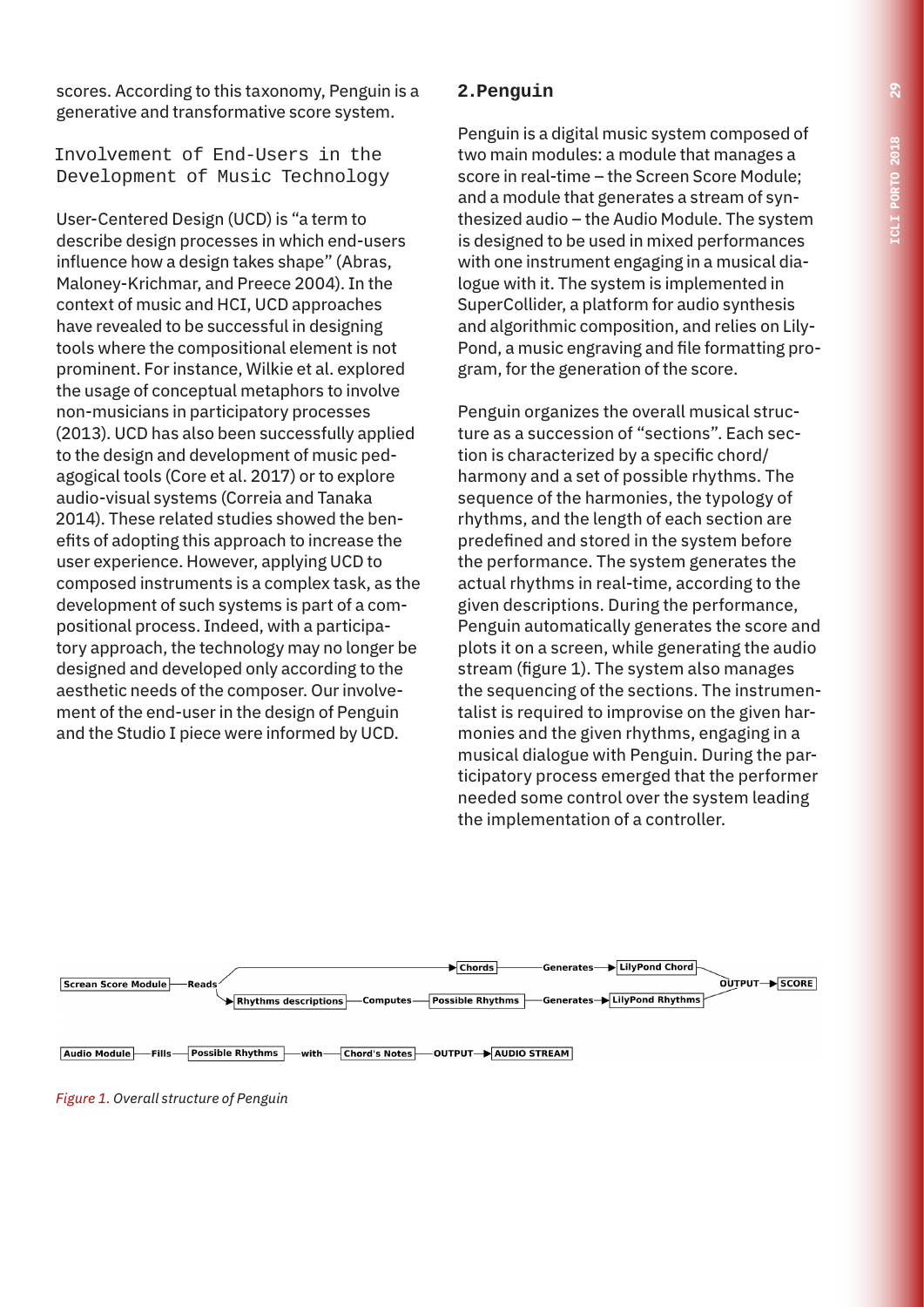scores. According to this taxonomy, Penguin is a generative and transformative score system.

### Involvement of End-Users in the Development of Music Technology

User-Centered Design (UCD) is "a term to describe design processes in which end-users influence how a design takes shape" (Abras, Maloney-Krichmar, and Preece 2004). In the context of music and HCI, UCD approaches have revealed to be successful in designing tools where the compositional element is not prominent. For instance, Wilkie et al. explored the usage of conceptual metaphors to involve non-musicians in participatory processes (2013). UCD has also been successfully applied to the design and development of music pedagogical tools (Core et al. 2017) or to explore audio-visual systems (Correia and Tanaka 2014). These related studies showed the benefits of adopting this approach to increase the user experience. However, applying UCD to composed instruments is a complex task, as the development of such systems is part of a compositional process. Indeed, with a participatory approach, the technology may no longer be designed and developed only according to the aesthetic needs of the composer. Our involvement of the end-user in the design of Penguin and the Studio I piece were informed by UCD.

## 2.Penguin

Penguin is a digital music system composed of two main modules: a module that manages a score in real-time – the Screen Score Module; and a module that generates a stream of synthesized audio – the Audio Module. The system is designed to be used in mixed performances with one instrument engaging in a musical dialogue with it. The system is implemented in SuperCollider, a platform for audio synthesis and algorithmic composition, and relies on LilyPond, a music engraving and file formatting program, for the generation of the score.

Penguin organizes the overall musical structure as a succession of "sections". Each section is characterized by a specific chord/ harmony and a set of possible rhythms. The sequence of the harmonies, the typology of rhythms, and the length of each section are predefined and stored in the system before the performance. The system generates the actual rhythms in real-time, according to the given descriptions. During the performance, Penguin automatically generates the score and plots it on a screen, while generating the audio stream (figure 1). The system also manages the sequencing of the sections. The instrumentalist is required to improvise on the given harmonies and the given rhythms, engaging in a musical dialogue with Penguin. During the participatory process emerged that the performer needed some control over the system leading the implementation of a controller.

*Figure 1. Overall structure of Penguin*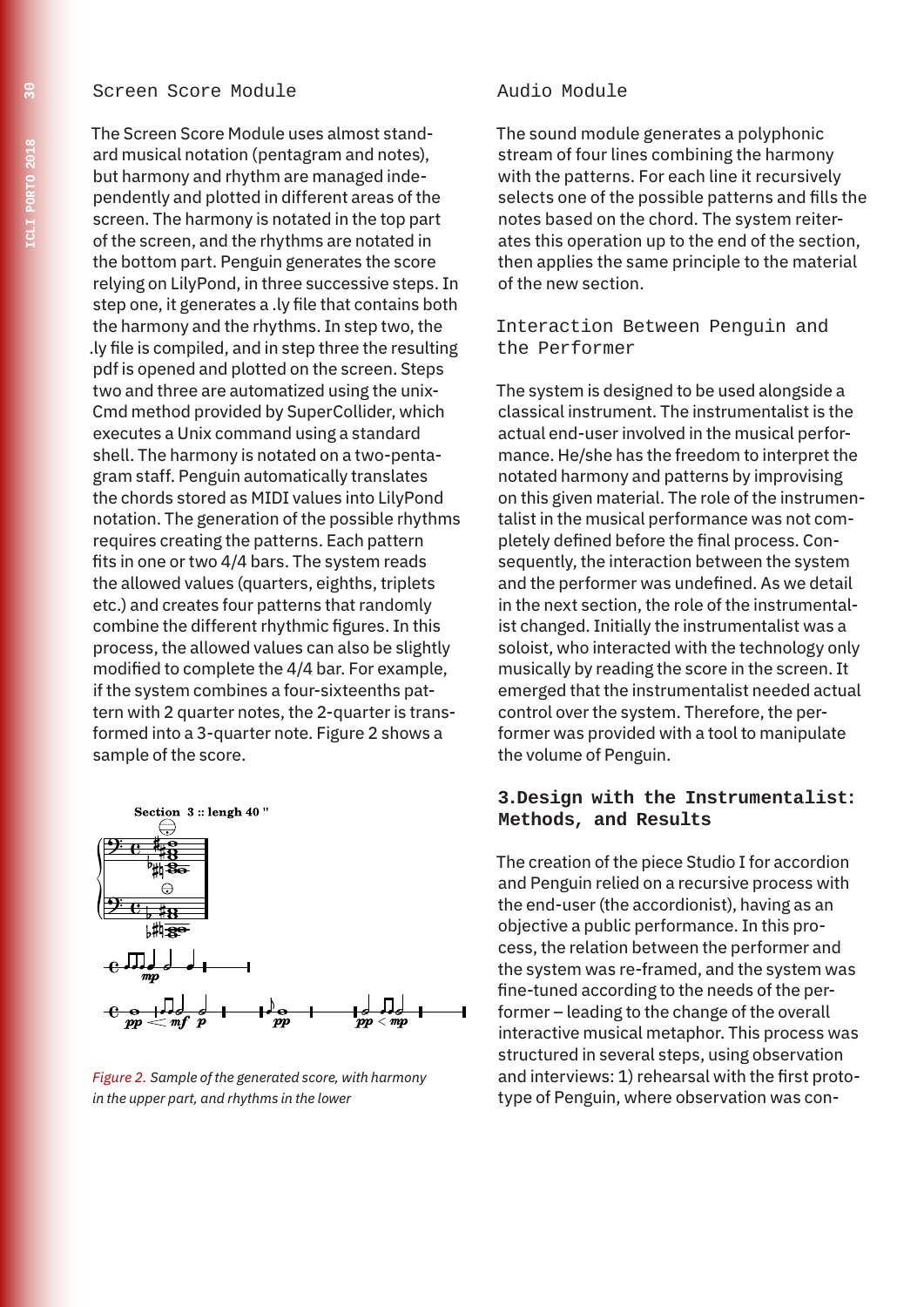### Screen Score Module

The Screen Score Module uses almost standard musical notation (pentagram and notes), but harmony and rhythm are managed independently and plotted in different areas of the screen. The harmony is notated in the top part of the screen, and the rhythms are notated in the bottom part. Penguin generates the score relying on LilyPond, in three successive steps. In step one, it generates a .ly file that contains both the harmony and the rhythms. In step two, the .ly file is compiled, and in step three the resulting pdf is opened and plotted on the screen. Steps two and three are automatized using the unixCmd method provided by SuperCollider, which executes a Unix command using a standard shell. The harmony is notated on a two-pentagram staff. Penguin automatically translates the chords stored as MIDI values into LilyPond notation. The generation of the possible rhythms requires creating the patterns. Each pattern fits in one or two 4/4 bars. The system reads the allowed values (quarters, eighths, triplets etc.) and creates four patterns that randomly combine the different rhythmic figures. In this process, the allowed values can also be slightly modified to complete the 4/4 bar. For example, if the system combines a four-sixteenths pattern with 2 quarter notes, the 2-quarter is transformed into a 3-quarter note. Figure 2 shows a sample of the score.

*Figure 2. Sample of the generated score, with harmony in the upper part, and rhythms in the lower*

### Audio Module

The sound module generates a polyphonic stream of four lines combining the harmony with the patterns. For each line it recursively selects one of the possible patterns and fills the notes based on the chord. The system reiterates this operation up to the end of the section, then applies the same principle to the material of the new section.

### Interaction Between Penguin and the Performer

The system is designed to be used alongside a classical instrument. The instrumentalist is the actual end-user involved in the musical performance. He/she has the freedom to interpret the notated harmony and patterns by improvising on this given material. The role of the instrumentalist in the musical performance was not completely defined before the final process. Consequently, the interaction between the system and the performer was undefined. As we detail in the next section, the role of the instrumentalist changed. Initially the instrumentalist was a soloist, who interacted with the technology only musically by reading the score in the screen. It emerged that the instrumentalist needed actual control over the system. Therefore, the performer was provided with a tool to manipulate the volume of Penguin.

## 3. Design with the Instrumentalist: Methods, and Results

The creation of the piece Studio I for accordion and Penguin relied on a recursive process with the end-user (the accordionist), having as an objective a public performance. In this process, the relation between the performer and the system was re-framed, and the system was fine-tuned according to the needs of the performer – leading to the change of the overall interactive musical metaphor. This process was structured in several steps, using observation and interviews: 1) rehearsal with the first prototype of Penguin, where observation was con-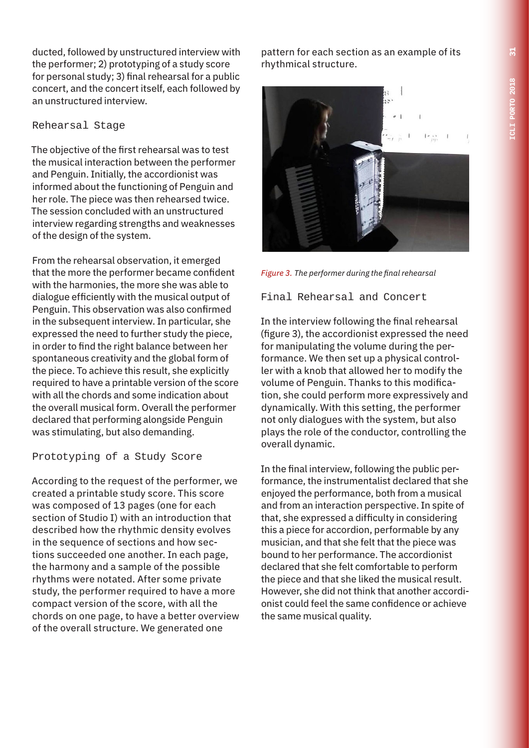ducted, followed by unstructured interview with the performer; 2) prototyping of a study score for personal study; 3) final rehearsal for a public concert, and the concert itself, each followed by an unstructured interview.

### Rehearsal Stage

The objective of the first rehearsal was to test the musical interaction between the performer and Penguin. Initially, the accordionist was informed about the functioning of Penguin and her role. The piece was then rehearsed twice. The session concluded with an unstructured interview regarding strengths and weaknesses of the design of the system.

From the rehearsal observation, it emerged that the more the performer became confident with the harmonies, the more she was able to dialogue efficiently with the musical output of Penguin. This observation was also confirmed in the subsequent interview. In particular, she expressed the need to further study the piece, in order to find the right balance between her spontaneous creativity and the global form of the piece. To achieve this result, she explicitly required to have a printable version of the score with all the chords and some indication about the overall musical form. Overall the performer declared that performing alongside Penguin was stimulating, but also demanding.

### Prototyping of a Study Score

According to the request of the performer, we created a printable study score. This score was composed of 13 pages (one for each section of Studio I) with an introduction that described how the rhythmic density evolves in the sequence of sections and how sections succeeded one another. In each page, the harmony and a sample of the possible rhythms were notated. After some private study, the performer required to have a more compact version of the score, with all the chords on one page, to have a better overview of the overall structure. We generated one pattern for each section as an example of its rhythmical structure.

*Figure 3. The performer during the final rehearsal*

### Final Rehearsal and Concert

In the interview following the final rehearsal (figure 3), the accordionist expressed the need for manipulating the volume during the performance. We then set up a physical controller with a knob that allowed her to modify the volume of Penguin. Thanks to this modification, she could perform more expressively and dynamically. With this setting, the performer not only dialogues with the system, but also plays the role of the conductor, controlling the overall dynamic.

In the final interview, following the public performance, the instrumentalist declared that she enjoyed the performance, both from a musical and from an interaction perspective. In spite of that, she expressed a difficulty in considering this a piece for accordion, performable by any musician, and that she felt that the piece was bound to her performance. The accordionist declared that she felt comfortable to perform the piece and that she liked the musical result. However, she did not think that another accordionist could feel the same confidence or achieve the same musical quality.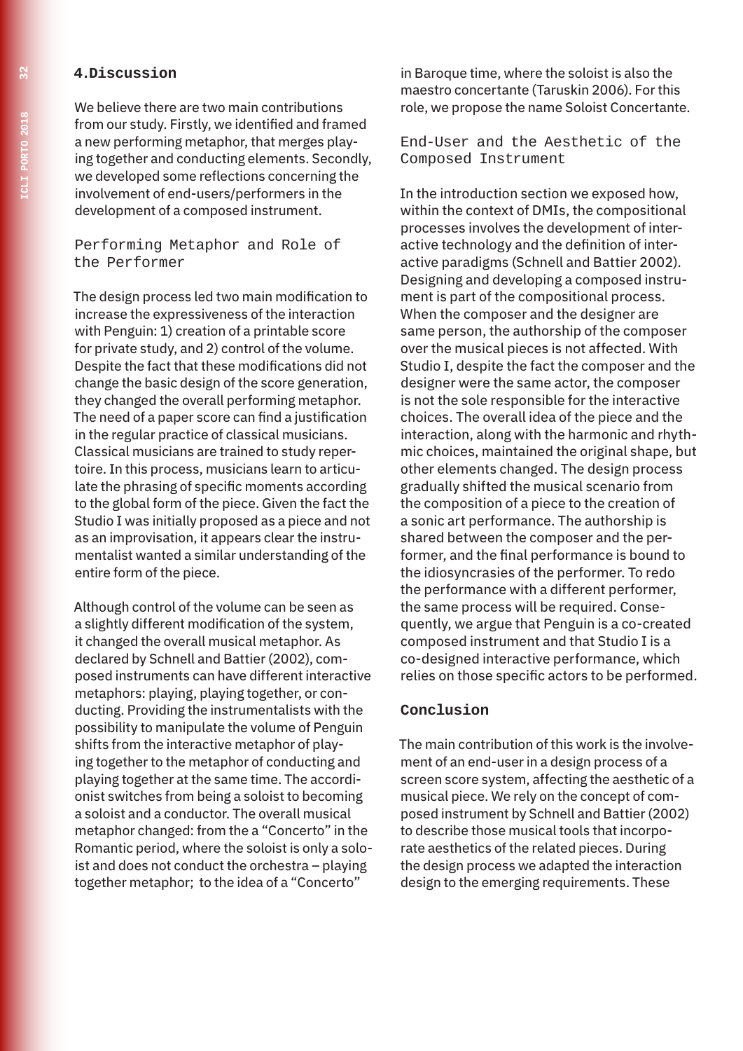## 4.Discussion

We believe there are two main contributions from our study. Firstly, we identified and framed a new performing metaphor, that merges playing together and conducting elements. Secondly, we developed some reflections concerning the involvement of end-users/performers in the development of a composed instrument.

### Performing Metaphor and Role of the Performer

The design process led two main modification to increase the expressiveness of the interaction with Penguin: 1) creation of a printable score for private study, and 2) control of the volume. Despite the fact that these modifications did not change the basic design of the score generation, they changed the overall performing metaphor. The need of a paper score can find a justification in the regular practice of classical musicians. Classical musicians are trained to study repertoire. In this process, musicians learn to articulate the phrasing of specific moments according to the global form of the piece. Given the fact the Studio I was initially proposed as a piece and not as an improvisation, it appears clear the instrumentalist wanted a similar understanding of the entire form of the piece.

Although control of the volume can be seen as a slightly different modification of the system, it changed the overall musical metaphor. As declared by Schnell and Battier (2002), composed instruments can have different interactive metaphors: playing, playing together, or conducting. Providing the instrumentalists with the possibility to manipulate the volume of Penguin shifts from the interactive metaphor of playing together to the metaphor of conducting and playing together at the same time. The accordionist switches from being a soloist to becoming a soloist and a conductor. The overall musical metaphor changed: from the a "Concerto" in the Romantic period, where the soloist is only a soloist and does not conduct the orchestra – playing together metaphor; to the idea of a "Concerto" in Baroque time, where the soloist is also the maestro concertante (Taruskin 2006). For this role, we propose the name Soloist Concertante.

### End-User and the Aesthetic of the Composed Instrument

In the introduction section we exposed how, within the context of DMIs, the compositional processes involves the development of interactive technology and the definition of interactive paradigms (Schnell and Battier 2002). Designing and developing a composed instrument is part of the compositional process. When the composer and the designer are same person, the authorship of the composer over the musical pieces is not affected. With Studio I, despite the fact the composer and the designer were the same actor, the composer is not the sole responsible for the interactive choices. The overall idea of the piece and the interaction, along with the harmonic and rhythmic choices, maintained the original shape, but other elements changed. The design process gradually shifted the musical scenario from the composition of a piece to the creation of a sonic art performance. The authorship is shared between the composer and the performer, and the final performance is bound to the idiosyncrasies of the performer. To redo the performance with a different performer, the same process will be required. Consequently, we argue that Penguin is a co-created composed instrument and that Studio I is a co-designed interactive performance, which relies on those specific actors to be performed.

## Conclusion

The main contribution of this work is the involvement of an end-user in a design process of a screen score system, affecting the aesthetic of a musical piece. We rely on the concept of composed instrument by Schnell and Battier (2002) to describe those musical tools that incorporate aesthetics of the related pieces. During the design process we adapted the interaction design to the emerging requirements. These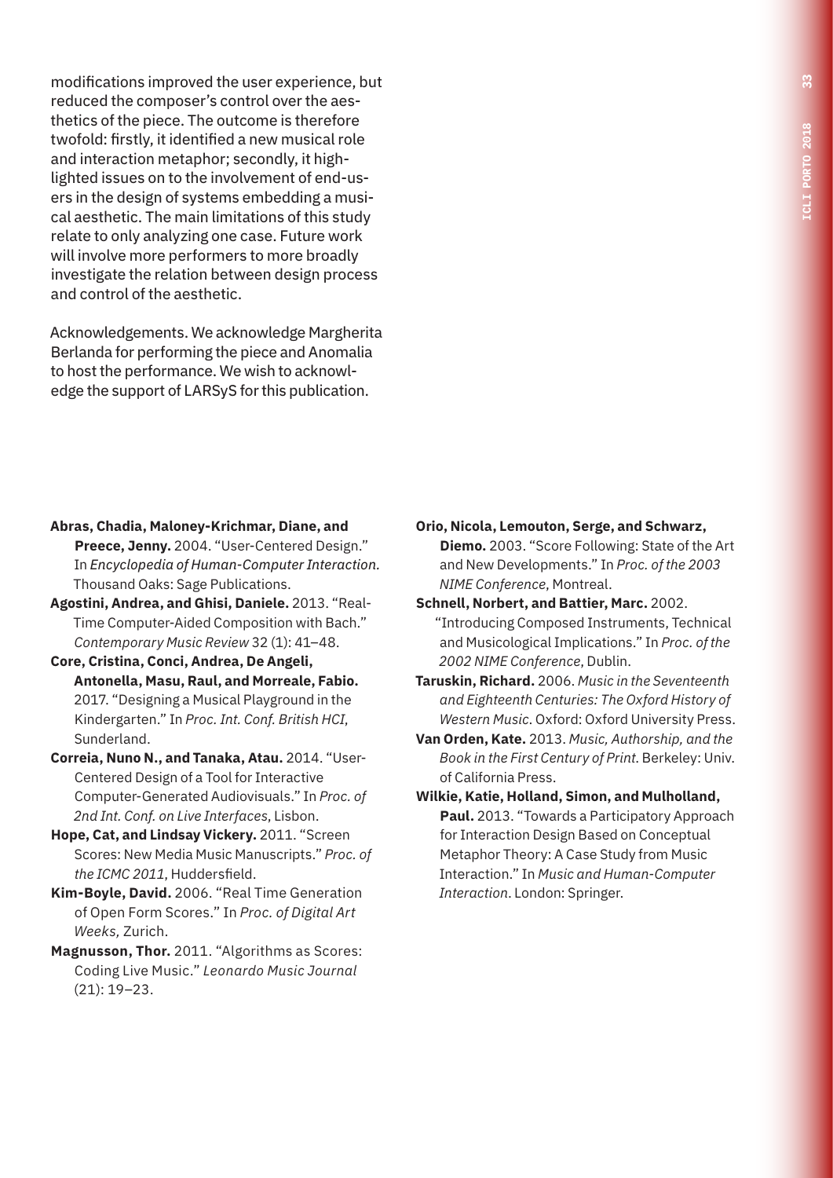modifications improved the user experience, but reduced the composer's control over the aesthetics of the piece. The outcome is therefore twofold: firstly, it identified a new musical role and interaction metaphor; secondly, it highlighted issues on to the involvement of end-users in the design of systems embedding a musical aesthetic. The main limitations of this study relate to only analyzing one case. Future work will involve more performers to more broadly investigate the relation between design process and control of the aesthetic.

Acknowledgements. We acknowledge Margherita Berlanda for performing the piece and Anomalia to host the performance. We wish to acknowledge the support of LARSyS for this publication.

**Abras, Chadia, Maloney-Krichmar, Diane, and Preece, Jenny.** 2004. "User-Centered Design." In *Encyclopedia of Human-Computer Interaction.* Thousand Oaks: Sage Publications.

**Agostini, Andrea, and Ghisi, Daniele.** 2013. "Real-Time Computer-Aided Composition with Bach." *Contemporary Music Review* 32 (1): 41–48.

**Core, Cristina, Conci, Andrea, De Angeli, Antonella, Masu, Raul, and Morreale, Fabio.** 2017. "Designing a Musical Playground in the Kindergarten." In *Proc. Int. Conf. British HCI*, Sunderland.

**Correia, Nuno N., and Tanaka, Atau.** 2014. "User-Centered Design of a Tool for Interactive Computer-Generated Audiovisuals." In *Proc. of 2nd Int. Conf. on Live Interfaces,* Lisbon.

**Hope, Cat, and Lindsay Vickery.** 2011. "Screen Scores: New Media Music Manuscripts." *Proc. of the ICMC 2011*, Huddersfield.

**Kim-Boyle, David.** 2006. "Real Time Generation of Open Form Scores." In *Proc. of Digital Art Weeks,* Zurich.

**Magnusson, Thor.** 2011. "Algorithms as Scores: Coding Live Music." *Leonardo Music Journal* (21): 19–23.

**Orio, Nicola, Lemouton, Serge, and Schwarz, Diemo.** 2003. "Score Following: State of the Art and New Developments." In *Proc. of the 2003 NIME Conference*, Montreal.

**Schnell, Norbert, and Battier, Marc.** 2002. "Introducing Composed Instruments, Technical and Musicological Implications." In *Proc. of the 2002 NIME Conference*, Dublin.

**Taruskin, Richard.** 2006. *Music in the Seventeenth and Eighteenth Centuries: The Oxford History of Western Music*. Oxford: Oxford University Press.

**Van Orden, Kate.** 2013. *Music, Authorship, and the Book in the First Century of Print*. Berkeley: Univ. of California Press.

**Wilkie, Katie, Holland, Simon, and Mulholland, Paul.** 2013. "Towards a Participatory Approach for Interaction Design Based on Conceptual Metaphor Theory: A Case Study from Music Interaction." In *Music and Human-Computer Interaction*. London: Springer.